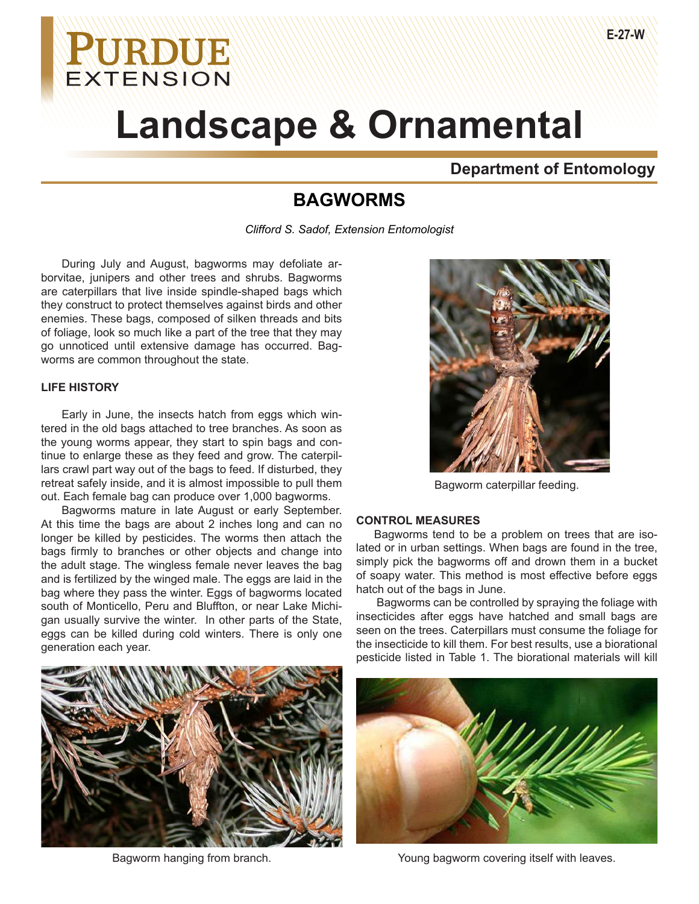E-27-W

# Landscape & Ornamental

## Department of Entomology

# BAGWORMS

*Clifford S. Sadof, Extension Entomologist*

During July and August, bagworms may defoliate arborvitae, junipers and other trees and shrubs. Bagworms are caterpillars that live inside spindle-shaped bags which they construct to protect themselves against birds and other enemies. These bags, composed of silken threads and bits of foliage, look so much like a part of the tree that they may go unnoticed until extensive damage has occurred. Bagworms are common throughout the state.

### LIFE HISTORY

Early in June, the insects hatch from eggs which wintered in the old bags attached to tree branches. As soon as the young worms appear, they start to spin bags and continue to enlarge these as they feed and grow. The caterpillars crawl part way out of the bags to feed. If disturbed, they retreat safely inside, and it is almost impossible to pull them out. Each female bag can produce over 1,000 bagworms.

Bagworms mature in late August or early September. At this time the bags are about 2 inches long and can no longer be killed by pesticides. The worms then attach the bags firmly to branches or other objects and change into the adult stage. The wingless female never leaves the bag and is fertilized by the winged male. The eggs are laid in the bag where they pass the winter. Eggs of bagworms located south of Monticello, Peru and Bluffton, or near Lake Michigan usually survive the winter. In other parts of the State, eggs can be killed during cold winters. There is only one generation each year.

Bagworm caterpillar feeding.

Bagworm hanging from branch.

### CONTROL MEASURES

Bagworms tend to be a problem on trees that are isolated or in urban settings. When bags are found in the tree, simply pick the bagworms off and drown them in a bucket of soapy water. This method is most effective before eggs hatch out of the bags in June.

Bagworms can be controlled by spraying the foliage with insecticides after eggs have hatched and small bags are seen on the trees. Caterpillars must consume the foliage for the insecticide to kill them. For best results, use a biorational pesticide listed in Table 1. The biorational materials will kill

Young bagworm covering itself with leaves.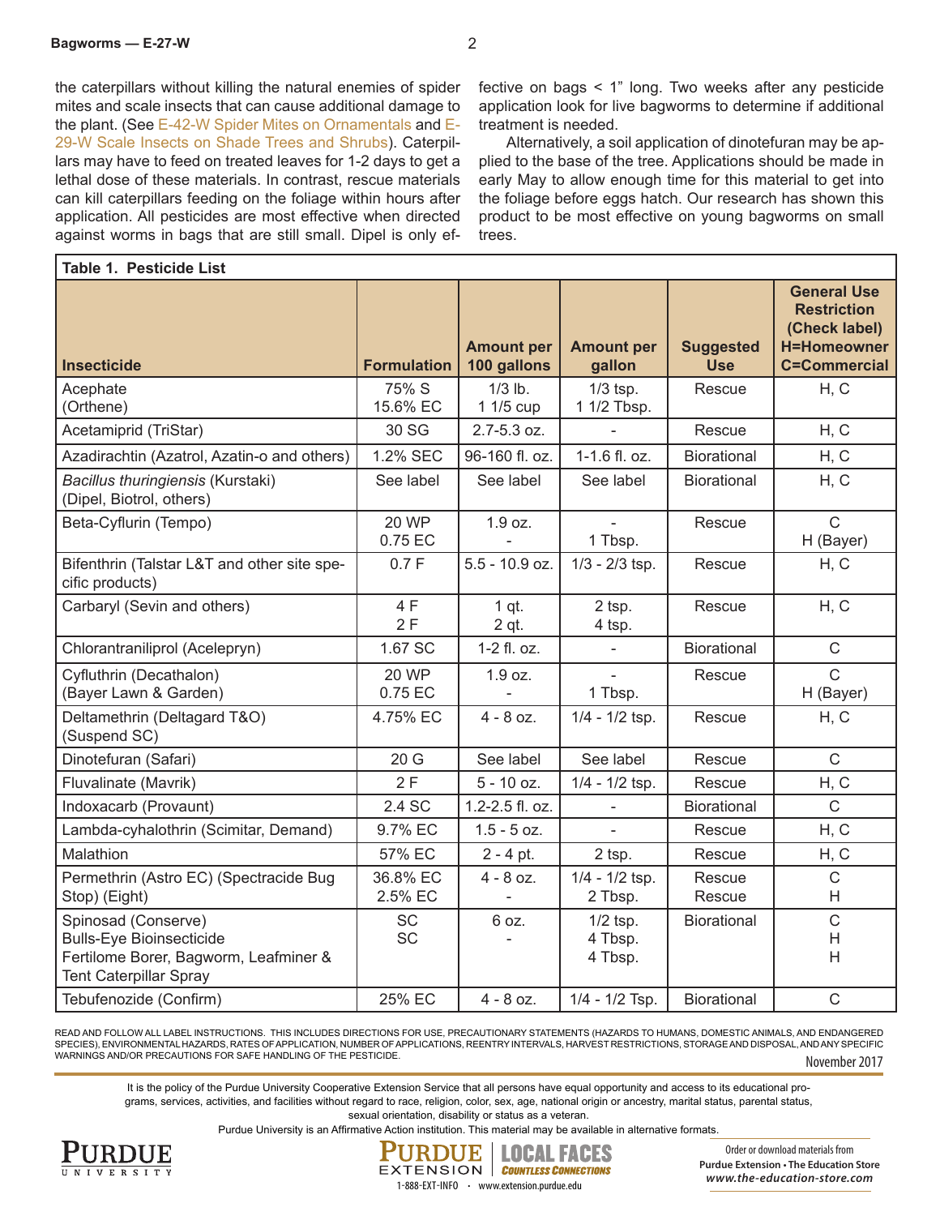the caterpillars without killing the natural enemies of spider mites and scale insects that can cause additional damage to the plant. (See E-42-W Spider Mites on Ornamentals and E-29-W Scale Insects on Shade Trees and Shrubs). Caterpillars may have to feed on treated leaves for 1-2 days to get a lethal dose of these materials. In contrast, rescue materials can kill caterpillars feeding on the foliage within hours after application. All pesticides are most effective when directed against worms in bags that are still small. Dipel is only effective on bags < 1" long. Two weeks after any pesticide application look for live bagworms to determine if additional treatment is needed.

Alternatively, a soil application of dinotefuran may be applied to the base of the tree. Applications should be made in early May to allow enough time for this material to get into the foliage before eggs hatch. Our research has shown this product to be most effective on young bagworms on small trees.

**Table 1. Pesticide List**

| Insecticide | Formulation | Amount per 100 gallons | Amount per gallon | Suggested Use | General Use Restriction (Check label) H=Homeowner C=Commercial |
|---|---|---|---|---|---|
| Acephate (Orthene) | 75% S<br>15.6% EC | 1/3 lb.<br>1 1/5 cup | 1/3 tsp.<br>1 1/2 Tbsp. | Rescue | H, C |
| Acetamiprid (TriStar) | 30 SG | 2.7-5.3 oz. | - | Rescue | H, C |
| Azadirachtin (Azatrol, Azatin-o and others) | 1.2% SEC | 96-160 fl. oz. | 1-1.6 fl. oz. | Biorational | H, C |
| *Bacillus thuringiensis* (Kurstaki) (Dipel, Biotrol, others) | See label | See label | See label | Biorational | H, C |
| Beta-Cyflurin (Tempo) | 20 WP<br>0.75 EC | 1.9 oz.<br>- | -<br>1 Tbsp. | Rescue | C<br>H (Bayer) |
| Bifenthrin (Talstar L&T and other site specific products) | 0.7 F | 5.5 - 10.9 oz. | 1/3 - 2/3 tsp. | Rescue | H, C |
| Carbaryl (Sevin and others) | 4 F<br>2 F | 1 qt.<br>2 qt. | 2 tsp.<br>4 tsp. | Rescue | H, C |
| Chlorantraniliprol (Acelepryn) | 1.67 SC | 1-2 fl. oz. | - | Biorational | C |
| Cyfluthrin (Decathalon) (Bayer Lawn & Garden) | 20 WP<br>0.75 EC | 1.9 oz.<br>- | -<br>1 Tbsp. | Rescue | C<br>H (Bayer) |
| Deltamethrin (Deltagard T&O) (Suspend SC) | 4.75% EC | 4 - 8 oz. | 1/4 - 1/2 tsp. | Rescue | H, C |
| Dinotefuran (Safari) | 20 G | See label | See label | Rescue | C |
| Fluvalinate (Mavrik) | 2 F | 5 - 10 oz. | 1/4 - 1/2 tsp. | Rescue | H, C |
| Indoxacarb (Provaunt) | 2.4 SC | 1.2-2.5 fl. oz. | - | Biorational | C |
| Lambda-cyhalothrin (Scimitar, Demand) | 9.7% EC | 1.5 - 5 oz. | - | Rescue | H, C |
| Malathion | 57% EC | 2 - 4 pt. | 2 tsp. | Rescue | H, C |
| Permethrin (Astro EC) (Spectracide Bug Stop) (Eight) | 36.8% EC<br>2.5% EC | 4 - 8 oz.<br>- | 1/4 - 1/2 tsp.<br>2 Tbsp. | Rescue<br>Rescue | C<br>H |
| Spinosad (Conserve)<br>Bulls-Eye Bioinsecticide<br>Fertilome Borer, Bagworm, Leafminer & Tent Caterpillar Spray | SC<br>SC | 6 oz.<br>- | 1/2 tsp.<br>4 Tbsp.<br>4 Tbsp. | Biorational | C<br>H<br>H |
| Tebufenozide (Confirm) | 25% EC | 4 - 8 oz. | 1/4 - 1/2 Tsp. | Biorational | C |

READ AND FOLLOW ALL LABEL INSTRUCTIONS. THIS INCLUDES DIRECTIONS FOR USE, PRECAUTIONARY STATEMENTS (HAZARDS TO HUMANS, DOMESTIC ANIMALS, AND ENDANGERED SPECIES), ENVIRONMENTAL HAZARDS, RATES OF APPLICATION, NUMBER OF APPLICATIONS, REENTRY INTERVALS, HARVEST RESTRICTIONS, STORAGE AND DISPOSAL, AND ANY SPECIFIC WARNINGS AND/OR PRECAUTIONS FOR SAFE HANDLING OF THE PESTICIDE.

November 2017

It is the policy of the Purdue University Cooperative Extension Service that all persons have equal opportunity and access to its educational programs, services, activities, and facilities without regard to race, religion, color, sex, age, national origin or ancestry, marital status, parental status, sexual orientation, disability or status as a veteran.
Purdue University is an Affirmative Action institution. This material may be available in alternative formats.

PURDUE UNIVERSITY

PURDUE EXTENSION | LOCAL FACES COUNTLESS CONNECTIONS

1-888-EXT-INFO • www.extension.purdue.edu

Order or download materials from
Purdue Extension • The Education Store
www.the-education-store.com